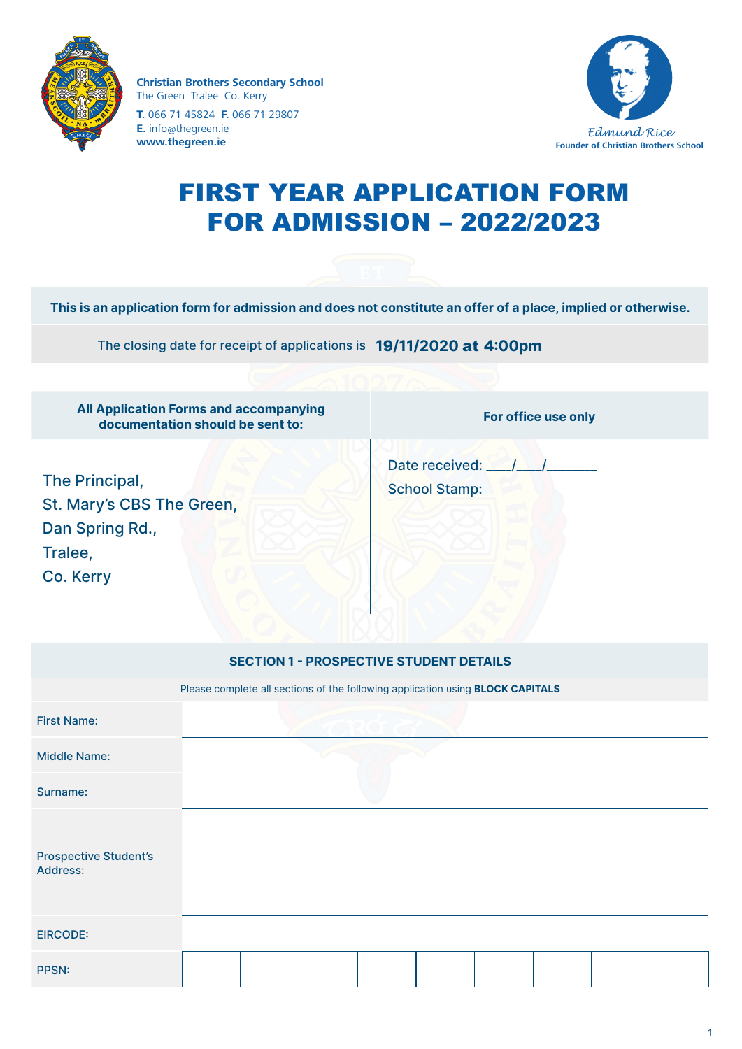**Christian Brothers Secondary School**
The Green Tralee Co. Kerry
**T.** 066 71 45824 **F.** 066 71 29807
**E.** info@thegreen.ie
**www.thegreen.ie**

Edmund Rice
**Founder of Christian Brothers School**

# FIRST YEAR APPLICATION FORM FOR ADMISSION – 2022/2023

**This is an application form for admission and does not constitute an offer of a place, implied or otherwise.**

The closing date for receipt of applications is **19/11/2020 at 4:00pm**

| All Application Forms and accompanying documentation should be sent to: | For office use only |
|---|---|
| The Principal,<br>St. Mary's CBS The Green,<br>Dan Spring Rd.,<br>Tralee,<br>Co. Kerry | Date received: ___/___/_______<br>School Stamp: |

## SECTION 1 - PROSPECTIVE STUDENT DETAILS

Please complete all sections of the following application using **BLOCK CAPITALS**

| | |
|---|---|
| First Name: | |
| Middle Name: | |
| Surname: | |
| Prospective Student's Address: | |
| EIRCODE: | |

| PPSN: | | | | | | | | | |
|---|---|---|---|---|---|---|---|---|---|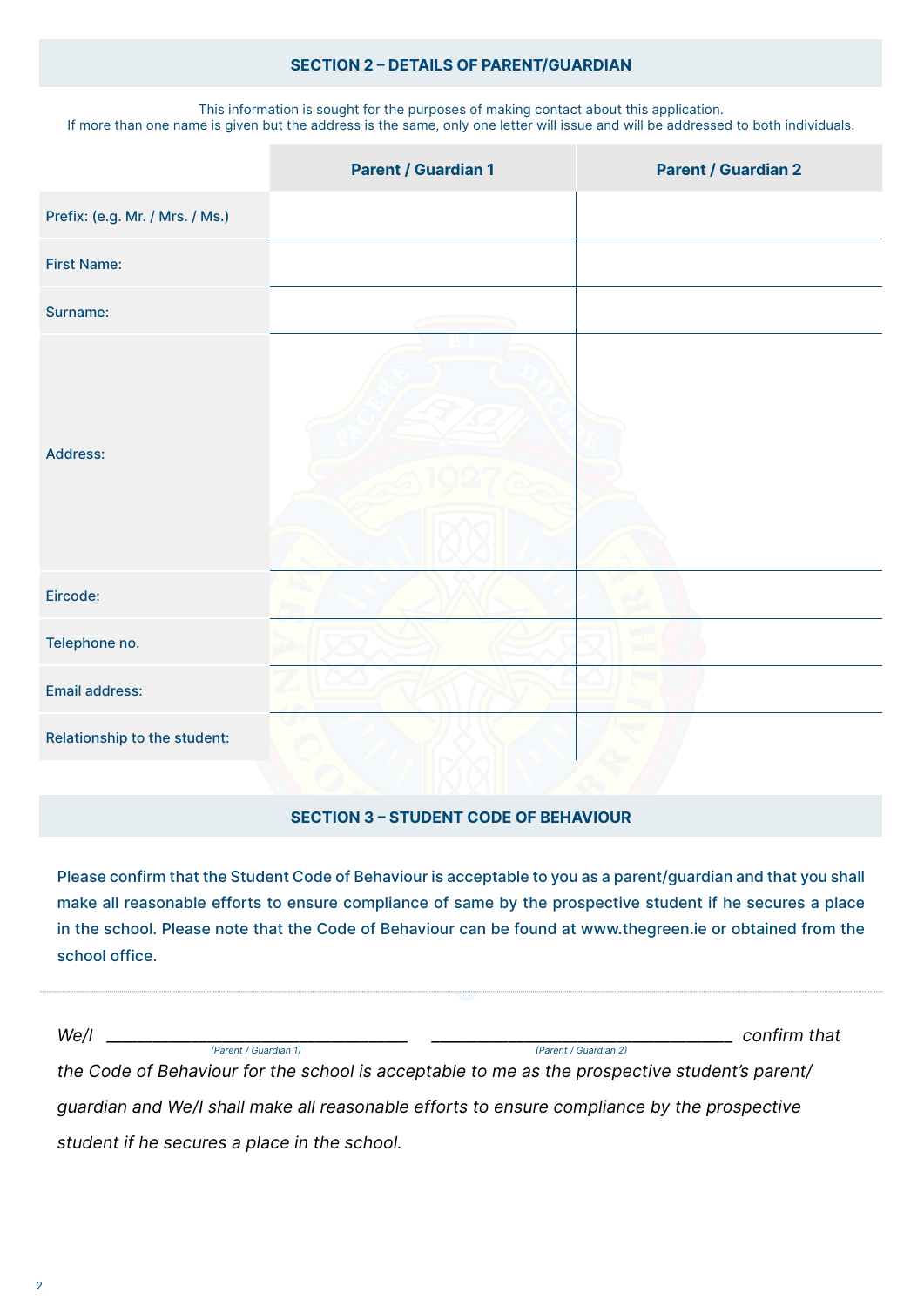## SECTION 2 – DETAILS OF PARENT/GUARDIAN

This information is sought for the purposes of making contact about this application.
If more than one name is given but the address is the same, only one letter will issue and will be addressed to both individuals.

| | Parent / Guardian 1 | Parent / Guardian 2 |
|---|---|---|
| Prefix: (e.g. Mr. / Mrs. / Ms.) | | |
| First Name: | | |
| Surname: | | |
| Address: | | |
| Eircode: | | |
| Telephone no. | | |
| Email address: | | |
| Relationship to the student: | | |

## SECTION 3 – STUDENT CODE OF BEHAVIOUR

Please confirm that the Student Code of Behaviour is acceptable to you as a parent/guardian and that you shall make all reasonable efforts to ensure compliance of same by the prospective student if he secures a place in the school. Please note that the Code of Behaviour can be found at www.thegreen.ie or obtained from the school office.

*We/I \_\_\_\_\_\_\_\_\_\_\_\_\_\_\_\_\_\_\_\_\_\_\_\_\_\_\_\_\_\_\_\_ (Parent / Guardian 1) \_\_\_\_\_\_\_\_\_\_\_\_\_\_\_\_\_\_\_\_\_\_\_\_\_\_\_\_\_\_\_\_ (Parent / Guardian 2) confirm that the Code of Behaviour for the school is acceptable to me as the prospective student's parent/guardian and We/I shall make all reasonable efforts to ensure compliance by the prospective student if he secures a place in the school.*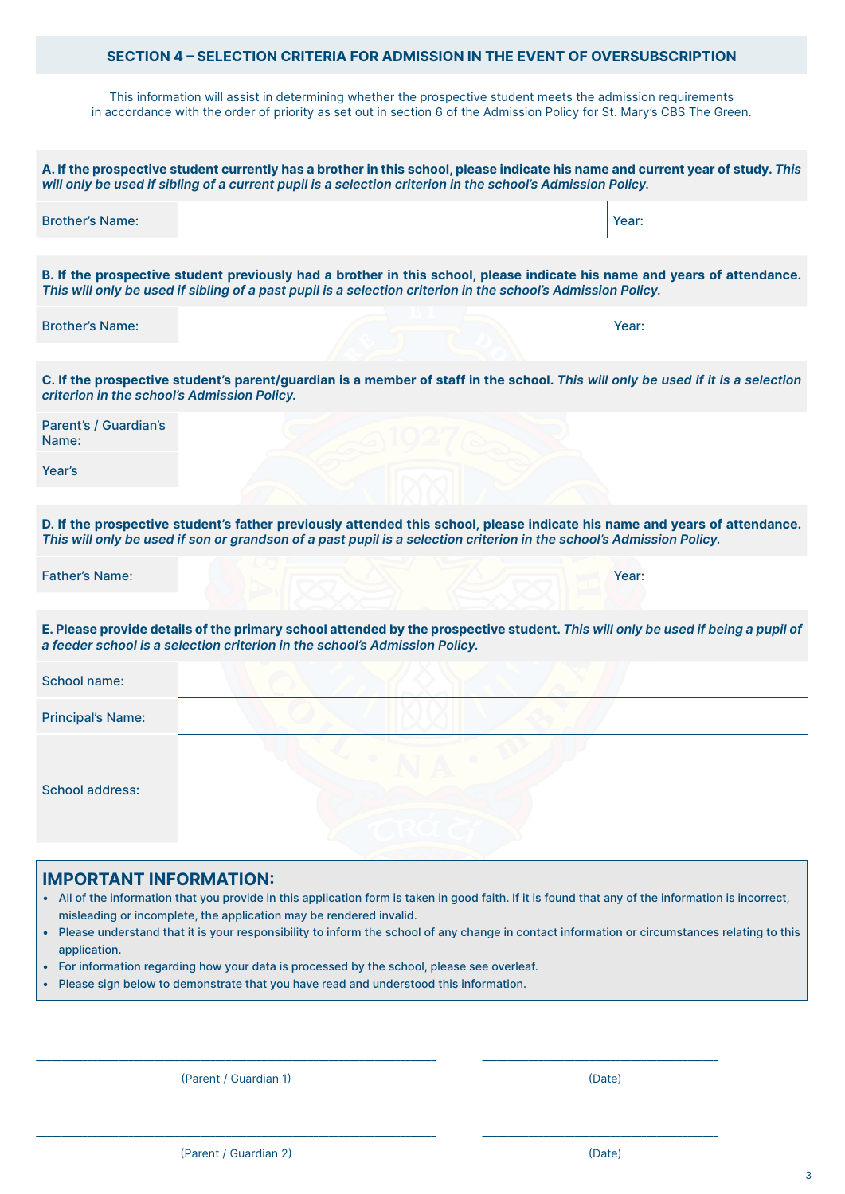## SECTION 4 – SELECTION CRITERIA FOR ADMISSION IN THE EVENT OF OVERSUBSCRIPTION

This information will assist in determining whether the prospective student meets the admission requirements in accordance with the order of priority as set out in section 6 of the Admission Policy for St. Mary's CBS The Green.

**A. If the prospective student currently has a brother in this school, please indicate his name and current year of study.** ***This will only be used if sibling of a current pupil is a selection criterion in the school's Admission Policy.***

| Brother's Name: | | Year: |
|---|---|---|

**B. If the prospective student previously had a brother in this school, please indicate his name and years of attendance.** ***This will only be used if sibling of a past pupil is a selection criterion in the school's Admission Policy.***

| Brother's Name: | | Year: |
|---|---|---|

**C. If the prospective student's parent/guardian is a member of staff in the school.** ***This will only be used if it is a selection criterion in the school's Admission Policy.***

| Parent's / Guardian's Name: | |
|---|---|
| Year's | |

**D. If the prospective student's father previously attended this school, please indicate his name and years of attendance.** ***This will only be used if son or grandson of a past pupil is a selection criterion in the school's Admission Policy.***

| Father's Name: | | Year: |
|---|---|---|

**E. Please provide details of the primary school attended by the prospective student.** ***This will only be used if being a pupil of a feeder school is a selection criterion in the school's Admission Policy.***

| School name: | |
|---|---|
| Principal's Name: | |
| School address: | |

### IMPORTANT INFORMATION:

- All of the information that you provide in this application form is taken in good faith. If it is found that any of the information is incorrect, misleading or incomplete, the application may be rendered invalid.
- Please understand that it is your responsibility to inform the school of any change in contact information or circumstances relating to this application.
- For information regarding how your data is processed by the school, please see overleaf.
- Please sign below to demonstrate that you have read and understood this information.

\_\_\_\_\_\_\_\_\_\_\_\_\_\_\_\_\_\_\_\_\_\_\_\_\_\_\_\_\_\_\_\_ \_\_\_\_\_\_\_\_\_\_\_\_\_\_\_\_\_\_\_\_

(Parent / Guardian 1) (Date)

\_\_\_\_\_\_\_\_\_\_\_\_\_\_\_\_\_\_\_\_\_\_\_\_\_\_\_\_\_\_\_\_ \_\_\_\_\_\_\_\_\_\_\_\_\_\_\_\_\_\_\_\_

(Parent / Guardian 2) (Date)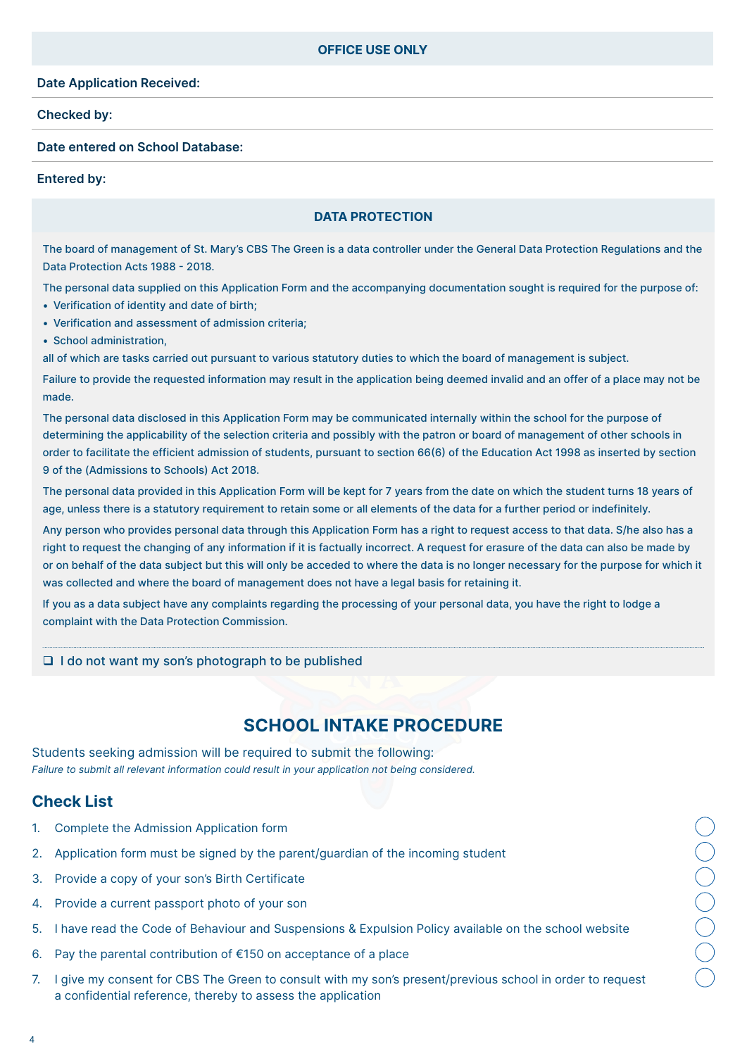## OFFICE USE ONLY

**Date Application Received:**

**Checked by:**

**Date entered on School Database:**

**Entered by:**

## DATA PROTECTION

The board of management of St. Mary's CBS The Green is a data controller under the General Data Protection Regulations and the Data Protection Acts 1988 - 2018.

The personal data supplied on this Application Form and the accompanying documentation sought is required for the purpose of:

- Verification of identity and date of birth;
- Verification and assessment of admission criteria;
- School administration,

all of which are tasks carried out pursuant to various statutory duties to which the board of management is subject.

Failure to provide the requested information may result in the application being deemed invalid and an offer of a place may not be made.

The personal data disclosed in this Application Form may be communicated internally within the school for the purpose of determining the applicability of the selection criteria and possibly with the patron or board of management of other schools in order to facilitate the efficient admission of students, pursuant to section 66(6) of the Education Act 1998 as inserted by section 9 of the (Admissions to Schools) Act 2018.

The personal data provided in this Application Form will be kept for 7 years from the date on which the student turns 18 years of age, unless there is a statutory requirement to retain some or all elements of the data for a further period or indefinitely.

Any person who provides personal data through this Application Form has a right to request access to that data. S/he also has a right to request the changing of any information if it is factually incorrect. A request for erasure of the data can also be made by or on behalf of the data subject but this will only be acceded to where the data is no longer necessary for the purpose for which it was collected and where the board of management does not have a legal basis for retaining it.

If you as a data subject have any complaints regarding the processing of your personal data, you have the right to lodge a complaint with the Data Protection Commission.

❑ I do not want my son's photograph to be published

# SCHOOL INTAKE PROCEDURE

Students seeking admission will be required to submit the following:

*Failure to submit all relevant information could result in your application not being considered.*

## Check List

1. Complete the Admission Application form ◯
2. Application form must be signed by the parent/guardian of the incoming student ◯
3. Provide a copy of your son's Birth Certificate ◯
4. Provide a current passport photo of your son ◯
5. I have read the Code of Behaviour and Suspensions & Expulsion Policy available on the school website ◯
6. Pay the parental contribution of €150 on acceptance of a place ◯
7. I give my consent for CBS The Green to consult with my son's present/previous school in order to request a confidential reference, thereby to assess the application ◯